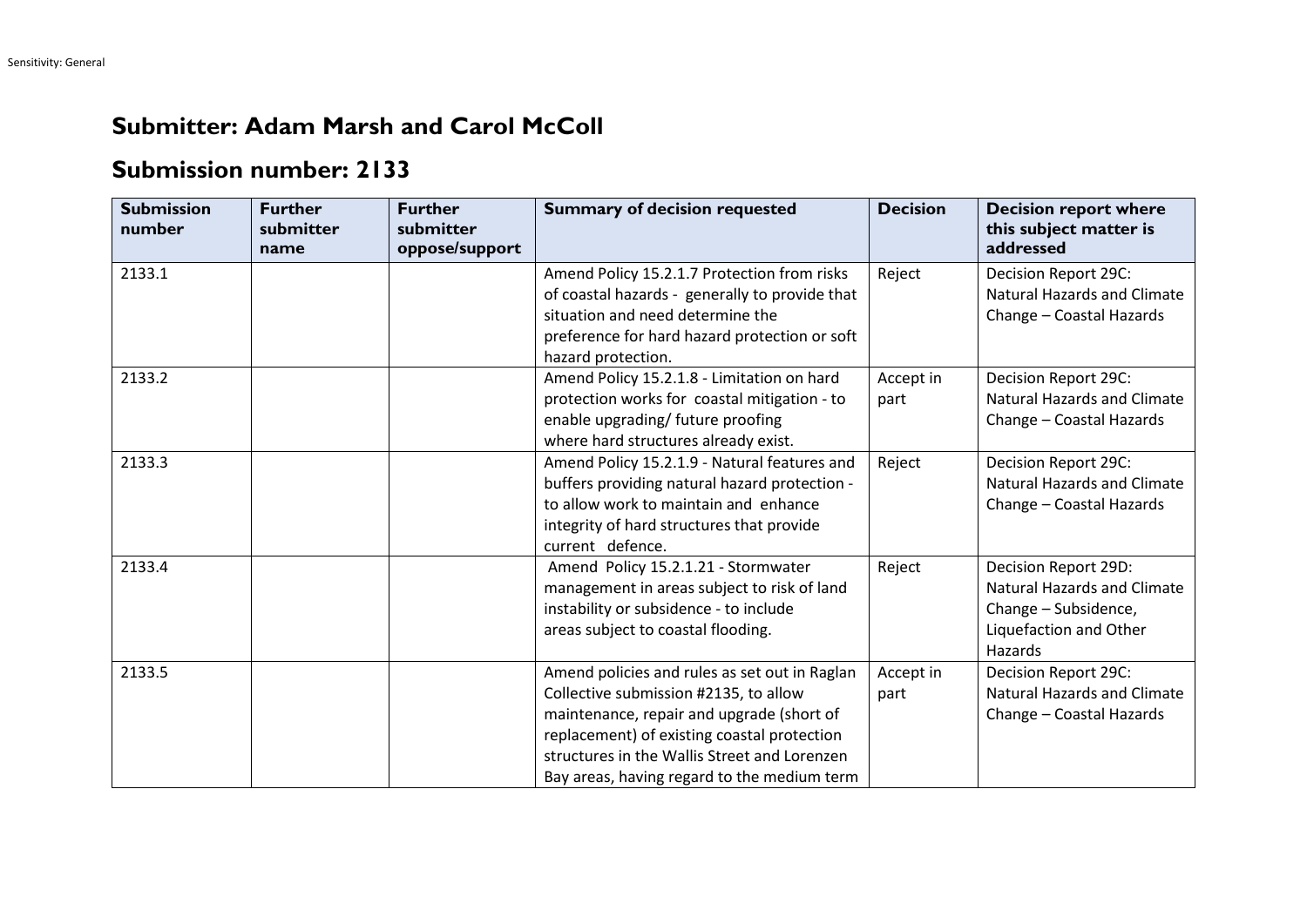## Submitter: Adam Marsh and Carol McColl

## Submission number: 2133

| Submission number | Further submitter name | Further submitter oppose/support | Summary of decision requested | Decision | Decision report where this subject matter is addressed |
|---|---|---|---|---|---|
| 2133.1 | | | Amend Policy 15.2.1.7 Protection from risks of coastal hazards - generally to provide that situation and need determine the preference for hard hazard protection or soft hazard protection. | Reject | Decision Report 29C: Natural Hazards and Climate Change – Coastal Hazards |
| 2133.2 | | | Amend Policy 15.2.1.8 - Limitation on hard protection works for coastal mitigation - to enable upgrading/ future proofing where hard structures already exist. | Accept in part | Decision Report 29C: Natural Hazards and Climate Change – Coastal Hazards |
| 2133.3 | | | Amend Policy 15.2.1.9 - Natural features and buffers providing natural hazard protection - to allow work to maintain and enhance integrity of hard structures that provide current defence. | Reject | Decision Report 29C: Natural Hazards and Climate Change – Coastal Hazards |
| 2133.4 | | | Amend Policy 15.2.1.21 - Stormwater management in areas subject to risk of land instability or subsidence - to include areas subject to coastal flooding. | Reject | Decision Report 29D: Natural Hazards and Climate Change – Subsidence, Liquefaction and Other Hazards |
| 2133.5 | | | Amend policies and rules as set out in Raglan Collective submission #2135, to allow maintenance, repair and upgrade (short of replacement) of existing coastal protection structures in the Wallis Street and Lorenzen Bay areas, having regard to the medium term | Accept in part | Decision Report 29C: Natural Hazards and Climate Change – Coastal Hazards |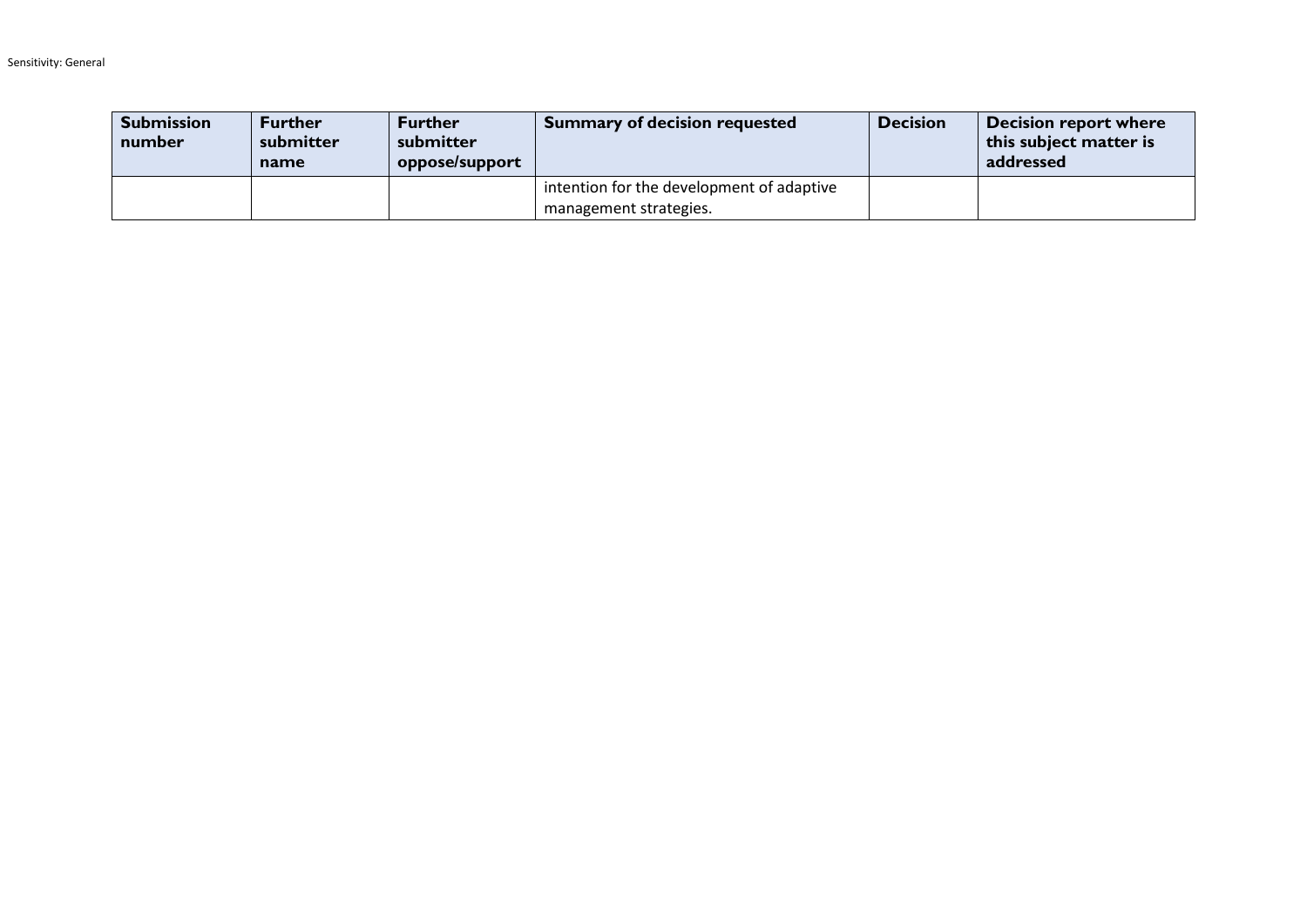| Submission number | Further submitter name | Further submitter oppose/support | Summary of decision requested | Decision | Decision report where this subject matter is addressed |
|---|---|---|---|---|---|
| | | | intention for the development of adaptive management strategies. | | |